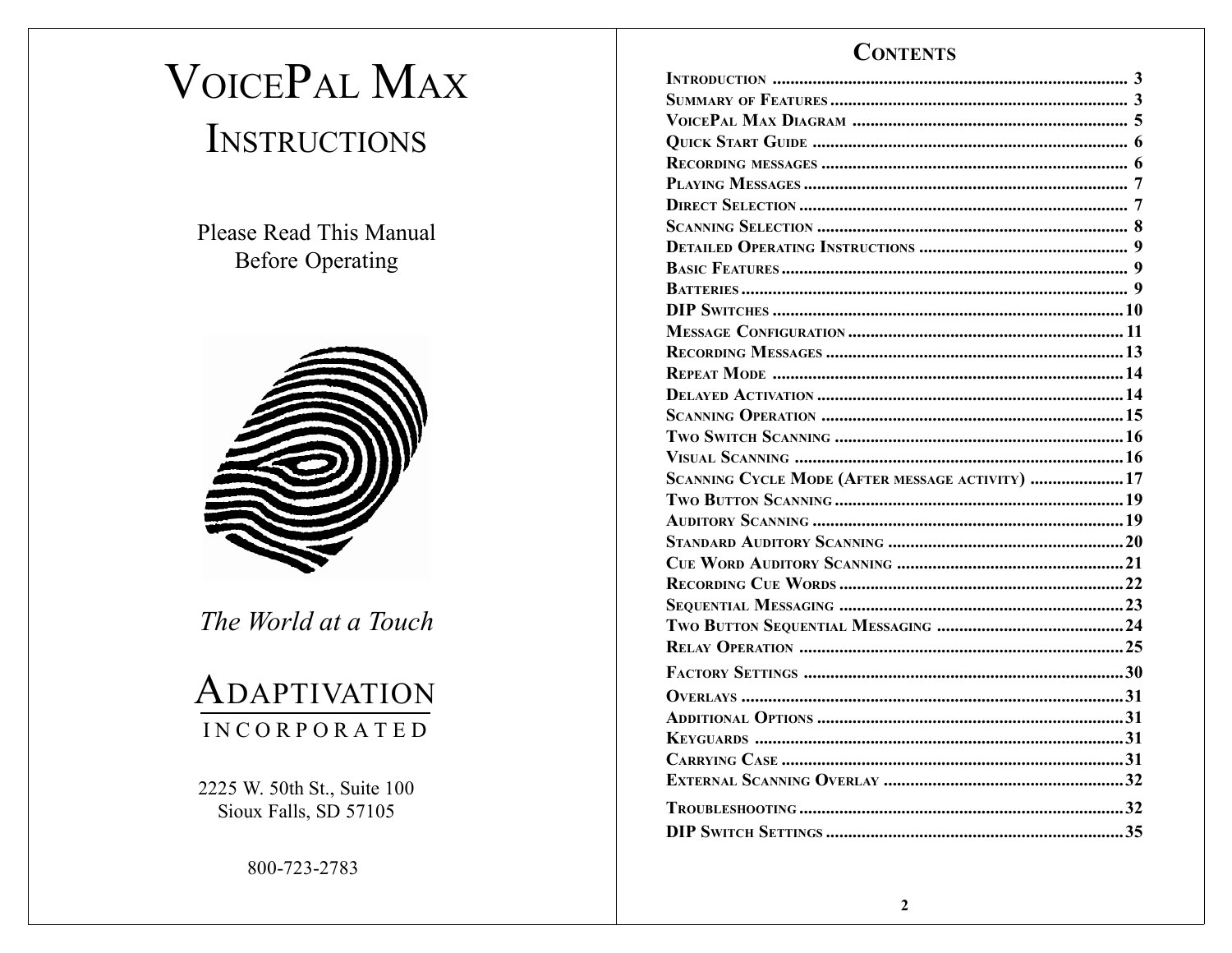# VoicePal Max Instructions

Please Read This Manual Before Operating

*The World at a Touch*

ADAPTIVATION
INCORPORATED

2225 W. 50th St., Suite 100
Sioux Falls, SD 57105

800-723-2783

## Contents

| | |
|---|---|
| Introduction | 3 |
| Summary of Features | 3 |
| VoicePal Max Diagram | 5 |
| Quick Start Guide | 6 |
| Recording messages | 6 |
| Playing Messages | 7 |
| Direct Selection | 7 |
| Scanning Selection | 8 |
| Detailed Operating Instructions | 9 |
| Basic Features | 9 |
| Batteries | 9 |
| DIP Switches | 10 |
| Message Configuration | 11 |
| Recording Messages | 13 |
| Repeat Mode | 14 |
| Delayed Activation | 14 |
| Scanning Operation | 15 |
| Two Switch Scanning | 16 |
| Visual Scanning | 16 |
| Scanning Cycle Mode (After message activity) | 17 |
| Two Button Scanning | 19 |
| Auditory Scanning | 19 |
| Standard Auditory Scanning | 20 |
| Cue Word Auditory Scanning | 21 |
| Recording Cue Words | 22 |
| Sequential Messaging | 23 |
| Two Button Sequential Messaging | 24 |
| Relay Operation | 25 |
| Factory Settings | 30 |
| Overlays | 31 |
| Additional Options | 31 |
| Keyguards | 31 |
| Carrying Case | 31 |
| External Scanning Overlay | 32 |
| Troubleshooting | 32 |
| DIP Switch Settings | 35 |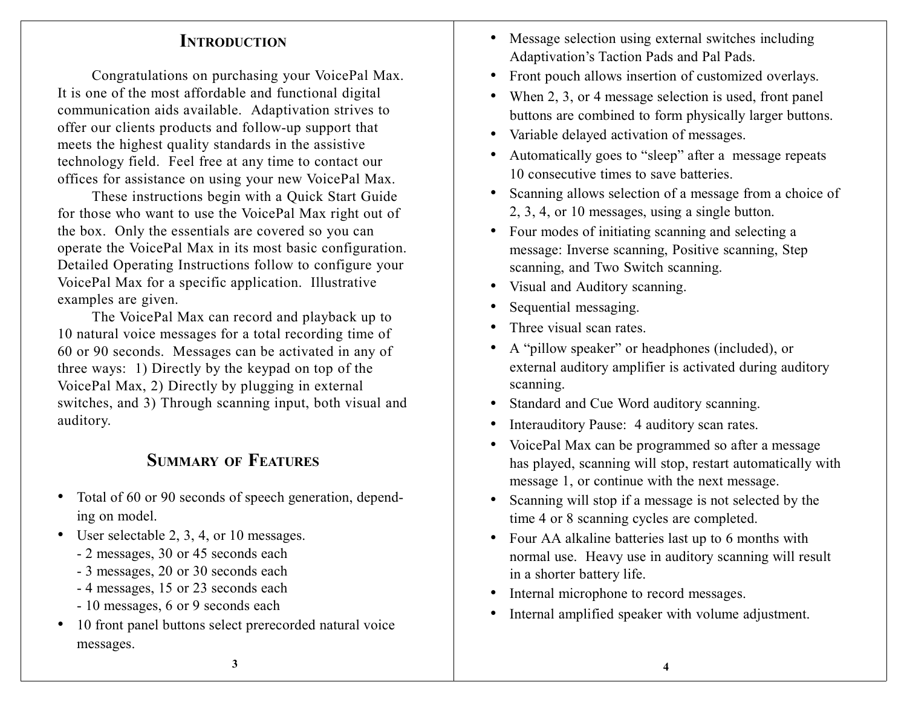# Introduction

Congratulations on purchasing your VoicePal Max. It is one of the most affordable and functional digital communication aids available. Adaptivation strives to offer our clients products and follow-up support that meets the highest quality standards in the assistive technology field. Feel free at any time to contact our offices for assistance on using your new VoicePal Max.

These instructions begin with a Quick Start Guide for those who want to use the VoicePal Max right out of the box. Only the essentials are covered so you can operate the VoicePal Max in its most basic configuration. Detailed Operating Instructions follow to configure your VoicePal Max for a specific application. Illustrative examples are given.

The VoicePal Max can record and playback up to 10 natural voice messages for a total recording time of 60 or 90 seconds. Messages can be activated in any of three ways: 1) Directly by the keypad on top of the VoicePal Max, 2) Directly by plugging in external switches, and 3) Through scanning input, both visual and auditory.

# Summary of Features

- Total of 60 or 90 seconds of speech generation, depending on model.
- User selectable 2, 3, 4, or 10 messages.
  - 2 messages, 30 or 45 seconds each
  - 3 messages, 20 or 30 seconds each
  - 4 messages, 15 or 23 seconds each
  - 10 messages, 6 or 9 seconds each
- 10 front panel buttons select prerecorded natural voice messages.
- Message selection using external switches including Adaptivation's Taction Pads and Pal Pads.
- Front pouch allows insertion of customized overlays.
- When 2, 3, or 4 message selection is used, front panel buttons are combined to form physically larger buttons.
- Variable delayed activation of messages.
- Automatically goes to "sleep" after a message repeats 10 consecutive times to save batteries.
- Scanning allows selection of a message from a choice of 2, 3, 4, or 10 messages, using a single button.
- Four modes of initiating scanning and selecting a message: Inverse scanning, Positive scanning, Step scanning, and Two Switch scanning.
- Visual and Auditory scanning.
- Sequential messaging.
- Three visual scan rates.
- A "pillow speaker" or headphones (included), or external auditory amplifier is activated during auditory scanning.
- Standard and Cue Word auditory scanning.
- Interauditory Pause: 4 auditory scan rates.
- VoicePal Max can be programmed so after a message has played, scanning will stop, restart automatically with message 1, or continue with the next message.
- Scanning will stop if a message is not selected by the time 4 or 8 scanning cycles are completed.
- Four AA alkaline batteries last up to 6 months with normal use. Heavy use in auditory scanning will result in a shorter battery life.
- Internal microphone to record messages.
- Internal amplified speaker with volume adjustment.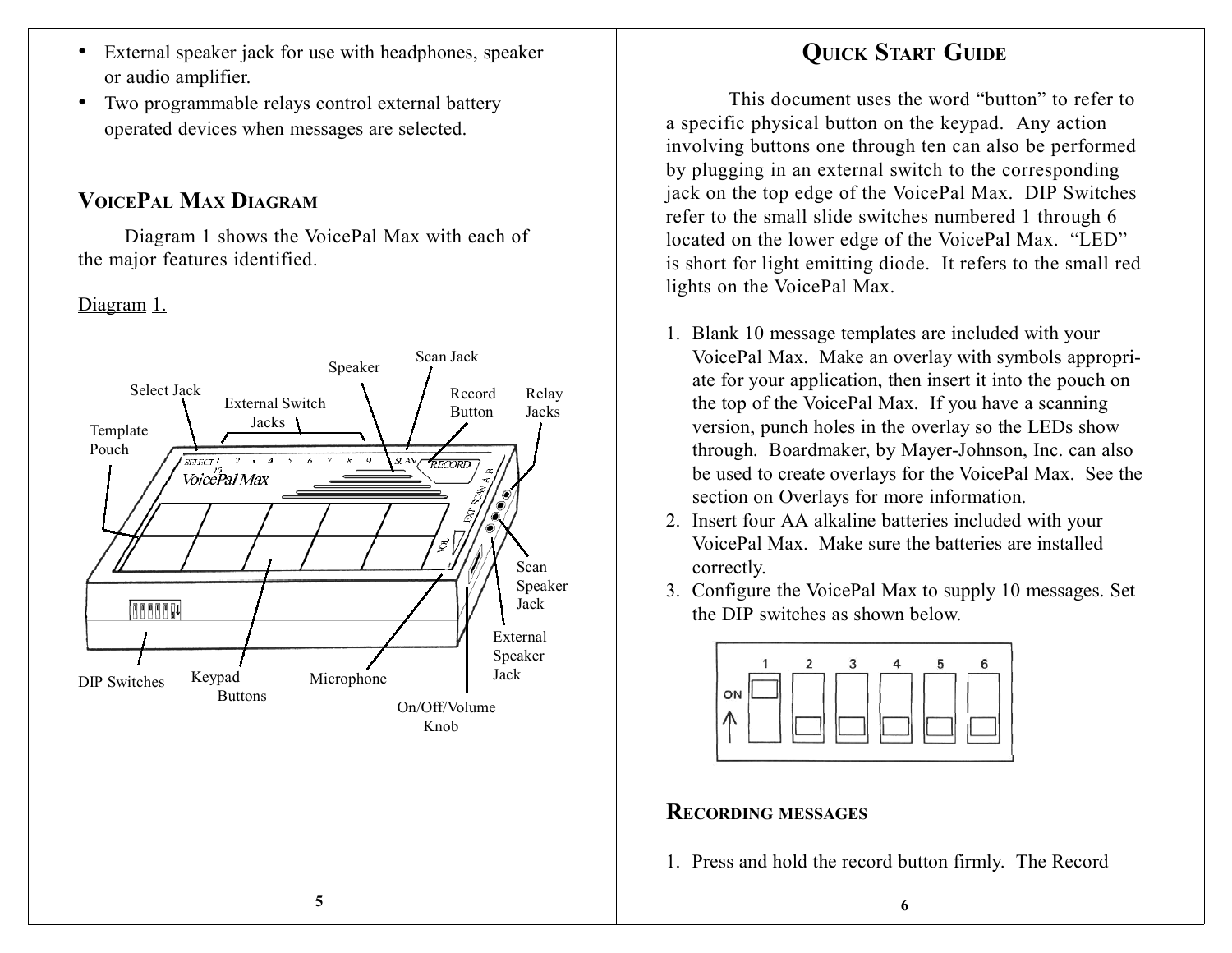- External speaker jack for use with headphones, speaker or audio amplifier.
- Two programmable relays control external battery operated devices when messages are selected.

## VoicePal Max Diagram

Diagram 1 shows the VoicePal Max with each of the major features identified.

Diagram 1.

Template Pouch
Select Jack
External Switch Jacks
Speaker
Scan Jack
Record Button
Relay Jacks
Scan Speaker Jack
External Speaker Jack
On/Off/Volume Knob
Microphone
Keypad Buttons
DIP Switches

## Quick Start Guide

This document uses the word "button" to refer to a specific physical button on the keypad. Any action involving buttons one through ten can also be performed by plugging in an external switch to the corresponding jack on the top edge of the VoicePal Max. DIP Switches refer to the small slide switches numbered 1 through 6 located on the lower edge of the VoicePal Max. "LED" is short for light emitting diode. It refers to the small red lights on the VoicePal Max.

1. Blank 10 message templates are included with your VoicePal Max. Make an overlay with symbols appropriate for your application, then insert it into the pouch on the top of the VoicePal Max. If you have a scanning version, punch holes in the overlay so the LEDs show through. Boardmaker, by Mayer-Johnson, Inc. can also be used to create overlays for the VoicePal Max. See the section on Overlays for more information.
2. Insert four AA alkaline batteries included with your VoicePal Max. Make sure the batteries are installed correctly.
3. Configure the VoicePal Max to supply 10 messages. Set the DIP switches as shown below.

ON
1 2 3 4 5 6

### Recording messages

1. Press and hold the record button firmly. The Record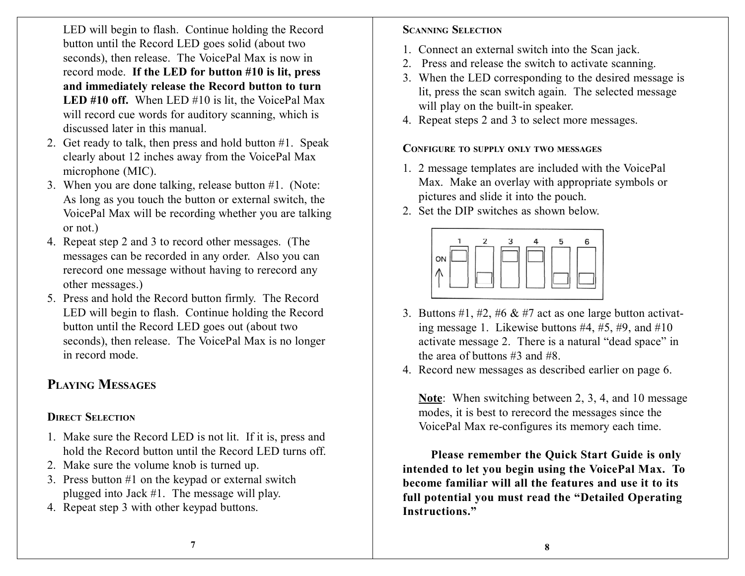LED will begin to flash. Continue holding the Record button until the Record LED goes solid (about two seconds), then release. The VoicePal Max is now in record mode. **If the LED for button #10 is lit, press and immediately release the Record button to turn LED #10 off.** When LED #10 is lit, the VoicePal Max will record cue words for auditory scanning, which is discussed later in this manual.

2. Get ready to talk, then press and hold button #1. Speak clearly about 12 inches away from the VoicePal Max microphone (MIC).
3. When you are done talking, release button #1. (Note: As long as you touch the button or external switch, the VoicePal Max will be recording whether you are talking or not.)
4. Repeat step 2 and 3 to record other messages. (The messages can be recorded in any order. Also you can rerecord one message without having to rerecord any other messages.)
5. Press and hold the Record button firmly. The Record LED will begin to flash. Continue holding the Record button until the Record LED goes out (about two seconds), then release. The VoicePal Max is no longer in record mode.

## Playing Messages

### Direct Selection

1. Make sure the Record LED is not lit. If it is, press and hold the Record button until the Record LED turns off.
2. Make sure the volume knob is turned up.
3. Press button #1 on the keypad or external switch plugged into Jack #1. The message will play.
4. Repeat step 3 with other keypad buttons.

### Scanning Selection

1. Connect an external switch into the Scan jack.
2. Press and release the switch to activate scanning.
3. When the LED corresponding to the desired message is lit, press the scan switch again. The selected message will play on the built-in speaker.
4. Repeat steps 2 and 3 to select more messages.

### Configure to supply only two messages

1. 2 message templates are included with the VoicePal Max. Make an overlay with appropriate symbols or pictures and slide it into the pouch.
2. Set the DIP switches as shown below.

| ON ↑ | 1 | 2 | 3 | 4 | 5 | 6 |
|---|---|---|---|---|---|---|
| | ON | OFF | ON | ON | OFF | OFF |

3. Buttons #1, #2, #6 & #7 act as one large button activating message 1. Likewise buttons #4, #5, #9, and #10 activate message 2. There is a natural "dead space" in the area of buttons #3 and #8.
4. Record new messages as described earlier on page 6.

<u>**Note**</u>: When switching between 2, 3, 4, and 10 message modes, it is best to rerecord the messages since the VoicePal Max re-configures its memory each time.

**Please remember the Quick Start Guide is only intended to let you begin using the VoicePal Max. To become familiar will all the features and use it to its full potential you must read the "Detailed Operating Instructions."**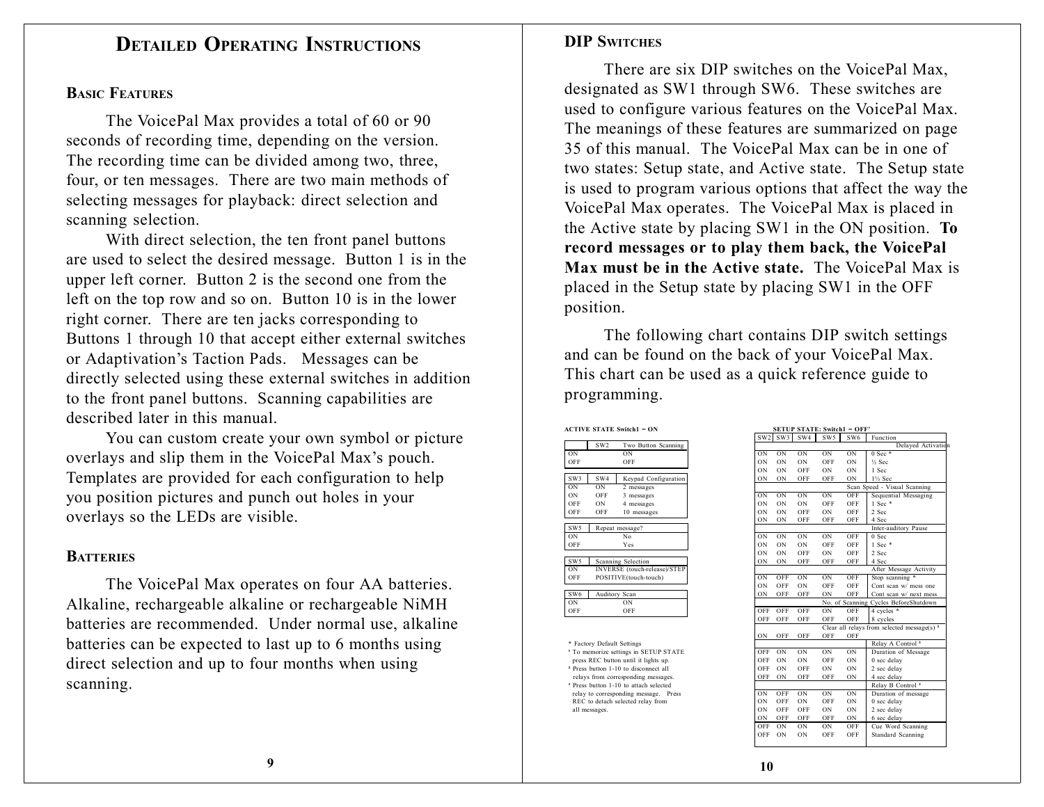# DETAILED OPERATING INSTRUCTIONS

## BASIC FEATURES

The VoicePal Max provides a total of 60 or 90 seconds of recording time, depending on the version. The recording time can be divided among two, three, four, or ten messages. There are two main methods of selecting messages for playback: direct selection and scanning selection.

With direct selection, the ten front panel buttons are used to select the desired message. Button 1 is in the upper left corner. Button 2 is the second one from the left on the top row and so on. Button 10 is in the lower right corner. There are ten jacks corresponding to Buttons 1 through 10 that accept either external switches or Adaptivation's Taction Pads. Messages can be directly selected using these external switches in addition to the front panel buttons. Scanning capabilities are described later in this manual.

You can custom create your own symbol or picture overlays and slip them in the VoicePal Max's pouch. Templates are provided for each configuration to help you position pictures and punch out holes in your overlays so the LEDs are visible.

## BATTERIES

The VoicePal Max operates on four AA batteries. Alkaline, rechargeable alkaline or rechargeable NiMH batteries are recommended. Under normal use, alkaline batteries can be expected to last up to 6 months using direct selection and up to four months when using scanning.

## DIP SWITCHES

There are six DIP switches on the VoicePal Max, designated as SW1 through SW6. These switches are used to configure various features on the VoicePal Max. The meanings of these features are summarized on page 35 of this manual. The VoicePal Max can be in one of two states: Setup state, and Active state. The Setup state is used to program various options that affect the way the VoicePal Max operates. The VoicePal Max is placed in the Active state by placing SW1 in the ON position. **To record messages or to play them back, the VoicePal Max must be in the Active state.** The VoicePal Max is placed in the Setup state by placing SW1 in the OFF position.

The following chart contains DIP switch settings and can be found on the back of your VoicePal Max. This chart can be used as a quick reference guide to programming.

**ACTIVE STATE Switch1 = ON**

| | SW2 | Two Button Scanning |
|---|---|---|
| ON | | ON |
| OFF | | OFF |

| SW3 | SW4 | Keypad Configuration |
|---|---|---|
| ON | ON | 2 messages |
| ON | OFF | 3 messages |
| OFF | ON | 4 messages |
| OFF | OFF | 10 messages |

| SW5 | Repeat message? |
|---|---|
| ON | No |
| OFF | Yes |

| SW5 | Scanning Selection |
|---|---|
| ON | INVERSE (touch-release)/STEP |
| OFF | POSITIVE(touch-touch) |

| SW6 | Auditory Scan |
|---|---|
| ON | ON |
| OFF | OFF |

\* Factory Default Settings
[1] To memorize settings in SETUP STATE press REC button until it lights up.
[2] Press button 1-10 to disconnect all relays from corresponding messages.
[3] Press button 1-10 to attach selected relay to corresponding message. Press REC to detach selected relay from all messages.

**SETUP STATE: Switch1 = OFF'**

| SW2 | SW3 | SW4 | SW5 | SW6 | Function |
|---|---|---|---|---|---|
| | | | | | Delayed Activation |
| ON | ON | ON | ON | ON | 0 Sec * |
| ON | ON | ON | OFF | ON | ½ Sec |
| ON | ON | OFF | ON | ON | 1 Sec |
| ON | ON | OFF | OFF | ON | 1½ Sec |
| | | | | | Scan Speed - Visual Scanning |
| ON | ON | ON | ON | OFF | Sequential Messaging |
| ON | ON | ON | OFF | OFF | 1 Sec * |
| ON | ON | OFF | ON | OFF | 2 Sec |
| ON | ON | OFF | OFF | OFF | 4 Sec |
| | | | | | Inter-auditory Pause |
| ON | ON | ON | ON | OFF | 0 Sec |
| ON | ON | ON | OFF | OFF | 1 Sec * |
| ON | ON | OFF | ON | OFF | 2 Sec |
| ON | ON | OFF | OFF | OFF | 4 Sec |
| | | | | | After Message Activity |
| ON | OFF | ON | ON | OFF | Stop scanning * |
| ON | OFF | ON | OFF | OFF | Cont scan w/ mess one |
| ON | OFF | OFF | ON | OFF | Cont scan w/ next mess |
| | | | | | No. of Scanning Cycles BeforeShutdown |
| OFF | OFF | OFF | ON | OFF | 4 cycles * |
| OFF | OFF | OFF | OFF | OFF | 8 cycles |
| | | | | | Clear all relays from selected message(s) [2] |
| ON | OFF | OFF | OFF | OFF | |
| | | | | | Relay A Control [3] |
| OFF | ON | ON | ON | ON | Duration of Message |
| OFF | ON | ON | OFF | ON | 0 sec delay |
| OFF | ON | OFF | ON | ON | 2 sec delay |
| OFF | ON | OFF | OFF | ON | 4 sec delay |
| | | | | | Relay B Control [3] |
| ON | OFF | ON | ON | ON | Duration of message |
| ON | OFF | ON | OFF | ON | 0 sec delay |
| ON | OFF | OFF | ON | ON | 2 sec delay |
| ON | OFF | OFF | OFF | ON | 6 sec delay |
| OFF | ON | ON | ON | OFF | Cue Word Scanning |
| OFF | ON | ON | OFF | OFF | Standard Scanning |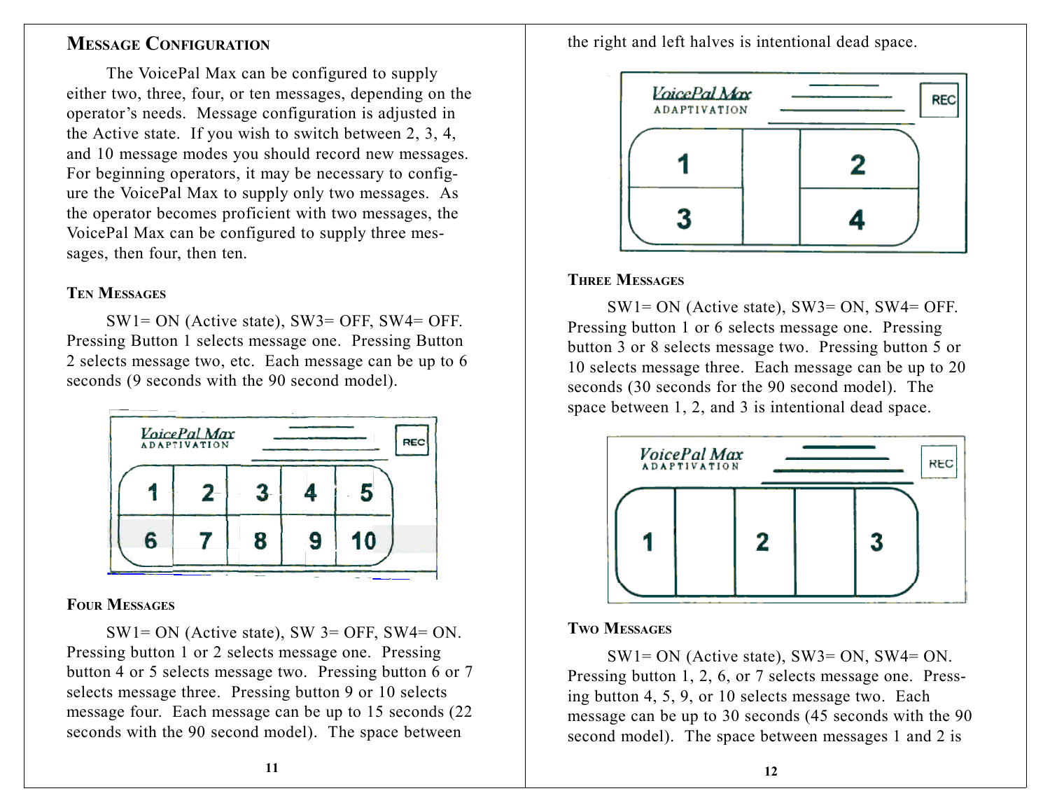## Message Configuration

The VoicePal Max can be configured to supply either two, three, four, or ten messages, depending on the operator's needs. Message configuration is adjusted in the Active state. If you wish to switch between 2, 3, 4, and 10 message modes you should record new messages. For beginning operators, it may be necessary to configure the VoicePal Max to supply only two messages. As the operator becomes proficient with two messages, the VoicePal Max can be configured to supply three messages, then four, then ten.

### Ten Messages

SW1= ON (Active state), SW3= OFF, SW4= OFF. Pressing Button 1 selects message one. Pressing Button 2 selects message two, etc. Each message can be up to 6 seconds (9 seconds with the 90 second model).

### Four Messages

SW1= ON (Active state), SW 3= OFF, SW4= ON. Pressing button 1 or 2 selects message one. Pressing button 4 or 5 selects message two. Pressing button 6 or 7 selects message three. Pressing button 9 or 10 selects message four. Each message can be up to 15 seconds (22 seconds with the 90 second model). The space between the right and left halves is intentional dead space.

### Three Messages

SW1= ON (Active state), SW3= ON, SW4= OFF. Pressing button 1 or 6 selects message one. Pressing button 3 or 8 selects message two. Pressing button 5 or 10 selects message three. Each message can be up to 20 seconds (30 seconds for the 90 second model). The space between 1, 2, and 3 is intentional dead space.

### Two Messages

SW1= ON (Active state), SW3= ON, SW4= ON. Pressing button 1, 2, 6, or 7 selects message one. Pressing button 4, 5, 9, or 10 selects message two. Each message can be up to 30 seconds (45 seconds with the 90 second model). The space between messages 1 and 2 is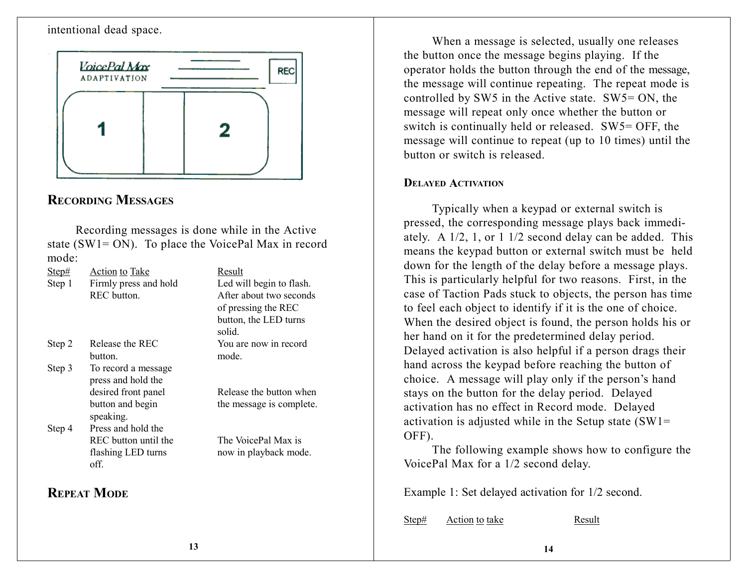intentional dead space.

## Recording Messages

Recording messages is done while in the Active state (SW1= ON). To place the VoicePal Max in record mode:

| Step# | Action to Take | Result |
|---|---|---|
| Step 1 | Firmly press and hold REC button. | Led will begin to flash. After about two seconds of pressing the REC button, the LED turns solid. |
| Step 2 | Release the REC button. | You are now in record mode. |
| Step 3 | To record a message press and hold the desired front panel button and begin speaking. | Release the button when the message is complete. |
| Step 4 | Press and hold the REC button until the flashing LED turns off. | The VoicePal Max is now in playback mode. |

## Repeat Mode

When a message is selected, usually one releases the button once the message begins playing. If the operator holds the button through the end of the message, the message will continue repeating. The repeat mode is controlled by SW5 in the Active state. SW5= ON, the message will repeat only once whether the button or switch is continually held or released. SW5= OFF, the message will continue to repeat (up to 10 times) until the button or switch is released.

## Delayed Activation

Typically when a keypad or external switch is pressed, the corresponding message plays back immediately. A 1/2, 1, or 1 1/2 second delay can be added. This means the keypad button or external switch must be held down for the length of the delay before a message plays. This is particularly helpful for two reasons. First, in the case of Taction Pads stuck to objects, the person has time to feel each object to identify if it is the one of choice. When the desired object is found, the person holds his or her hand on it for the predetermined delay period. Delayed activation is also helpful if a person drags their hand across the keypad before reaching the button of choice. A message will play only if the person's hand stays on the button for the delay period. Delayed activation has no effect in Record mode. Delayed activation is adjusted while in the Setup state (SW1= OFF).

The following example shows how to configure the VoicePal Max for a 1/2 second delay.

Example 1: Set delayed activation for 1/2 second.

| Step# | Action to take | Result |
|---|---|---|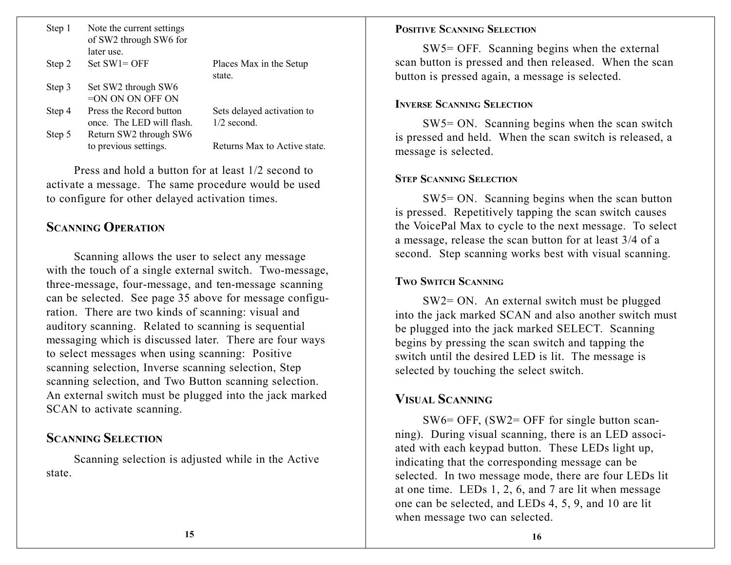| Step | Action | Result |
|---|---|---|
| Step 1 | Note the current settings of SW2 through SW6 for later use. | |
| Step 2 | Set SW1= OFF | Places Max in the Setup state. |
| Step 3 | Set SW2 through SW6 =ON ON ON OFF ON | |
| Step 4 | Press the Record button once. The LED will flash. | Sets delayed activation to 1/2 second. |
| Step 5 | Return SW2 through SW6 to previous settings. | Returns Max to Active state. |

Press and hold a button for at least 1/2 second to activate a message. The same procedure would be used to configure for other delayed activation times.

## Scanning Operation

Scanning allows the user to select any message with the touch of a single external switch. Two-message, three-message, four-message, and ten-message scanning can be selected. See page 35 above for message configuration. There are two kinds of scanning: visual and auditory scanning. Related to scanning is sequential messaging which is discussed later. There are four ways to select messages when using scanning: Positive scanning selection, Inverse scanning selection, Step scanning selection, and Two Button scanning selection. An external switch must be plugged into the jack marked SCAN to activate scanning.

## Scanning Selection

Scanning selection is adjusted while in the Active state.

### Positive Scanning Selection

SW5= OFF. Scanning begins when the external scan button is pressed and then released. When the scan button is pressed again, a message is selected.

### Inverse Scanning Selection

SW5= ON. Scanning begins when the scan switch is pressed and held. When the scan switch is released, a message is selected.

### Step Scanning Selection

SW5= ON. Scanning begins when the scan button is pressed. Repetitively tapping the scan switch causes the VoicePal Max to cycle to the next message. To select a message, release the scan button for at least 3/4 of a second. Step scanning works best with visual scanning.

### Two Switch Scanning

SW2= ON. An external switch must be plugged into the jack marked SCAN and also another switch must be plugged into the jack marked SELECT. Scanning begins by pressing the scan switch and tapping the switch until the desired LED is lit. The message is selected by touching the select switch.

## Visual Scanning

SW6= OFF, (SW2= OFF for single button scanning). During visual scanning, there is an LED associated with each keypad button. These LEDs light up, indicating that the corresponding message can be selected. In two message mode, there are four LEDs lit at one time. LEDs 1, 2, 6, and 7 are lit when message one can be selected, and LEDs 4, 5, 9, and 10 are lit when message two can selected.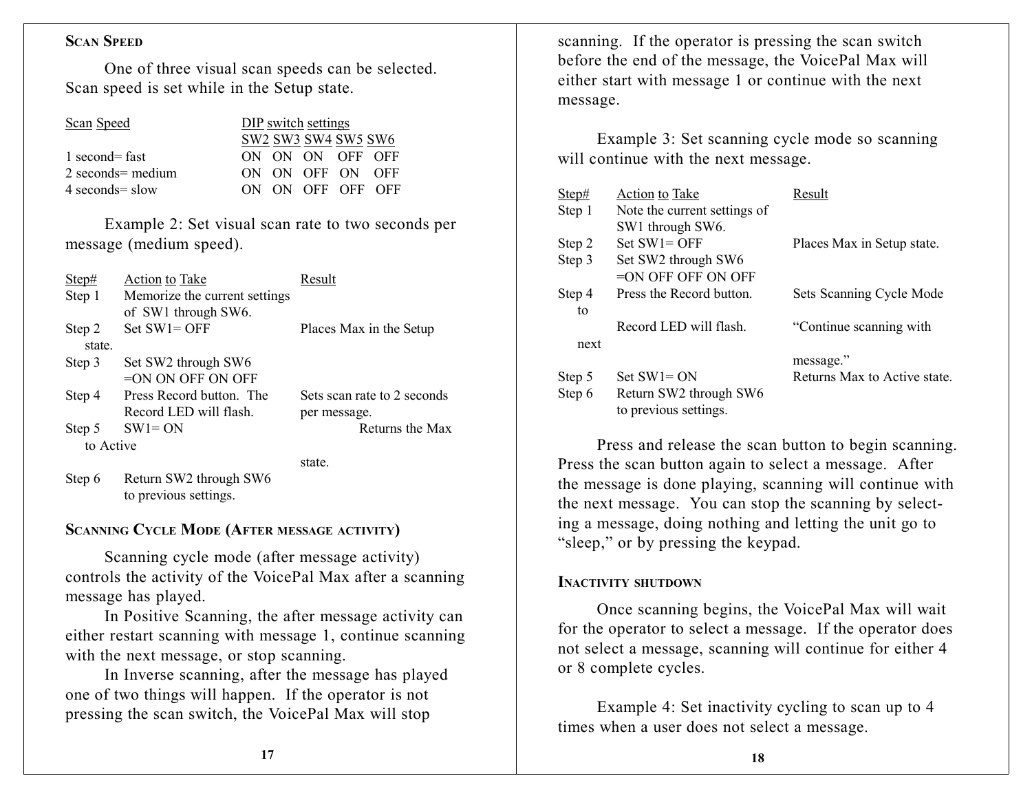### Scan Speed

One of three visual scan speeds can be selected. Scan speed is set while in the Setup state.

| Scan Speed | SW2 | SW3 | SW4 | SW5 | SW6 |
|---|---|---|---|---|---|
| | DIP switch settings | | | | |
| 1 second= fast | ON | ON | ON | OFF | OFF |
| 2 seconds= medium | ON | ON | OFF | ON | OFF |
| 4 seconds= slow | ON | ON | OFF | OFF | OFF |

Example 2: Set visual scan rate to two seconds per message (medium speed).

| Step# | Action to Take | Result |
|---|---|---|
| Step 1 | Memorize the current settings of SW1 through SW6. | |
| Step 2 | Set SW1= OFF | Places Max in the Setup state. |
| Step 3 | Set SW2 through SW6 =ON ON OFF ON OFF | |
| Step 4 | Press Record button. The Record LED will flash. | Sets scan rate to 2 seconds per message. |
| Step 5 | SW1= ON | Returns the Max to Active state. |
| Step 6 | Return SW2 through SW6 to previous settings. | |

### Scanning Cycle Mode (After message activity)

Scanning cycle mode (after message activity) controls the activity of the VoicePal Max after a scanning message has played.

In Positive Scanning, the after message activity can either restart scanning with message 1, continue scanning with the next message, or stop scanning.

In Inverse scanning, after the message has played one of two things will happen. If the operator is not pressing the scan switch, the VoicePal Max will stop scanning. If the operator is pressing the scan switch before the end of the message, the VoicePal Max will either start with message 1 or continue with the next message.

Example 3: Set scanning cycle mode so scanning will continue with the next message.

| Step# | Action to Take | Result |
|---|---|---|
| Step 1 | Note the current settings of SW1 through SW6. | |
| Step 2 | Set SW1= OFF | Places Max in Setup state. |
| Step 3 | Set SW2 through SW6 =ON OFF OFF ON OFF | |
| Step 4 | Press the Record button. Record LED will flash. | Sets Scanning Cycle Mode to "Continue scanning with next message." |
| Step 5 | Set SW1= ON | Returns Max to Active state. |
| Step 6 | Return SW2 through SW6 to previous settings. | |

Press and release the scan button to begin scanning. Press the scan button again to select a message. After the message is done playing, scanning will continue with the next message. You can stop the scanning by selecting a message, doing nothing and letting the unit go to "sleep," or by pressing the keypad.

### Inactivity shutdown

Once scanning begins, the VoicePal Max will wait for the operator to select a message. If the operator does not select a message, scanning will continue for either 4 or 8 complete cycles.

Example 4: Set inactivity cycling to scan up to 4 times when a user does not select a message.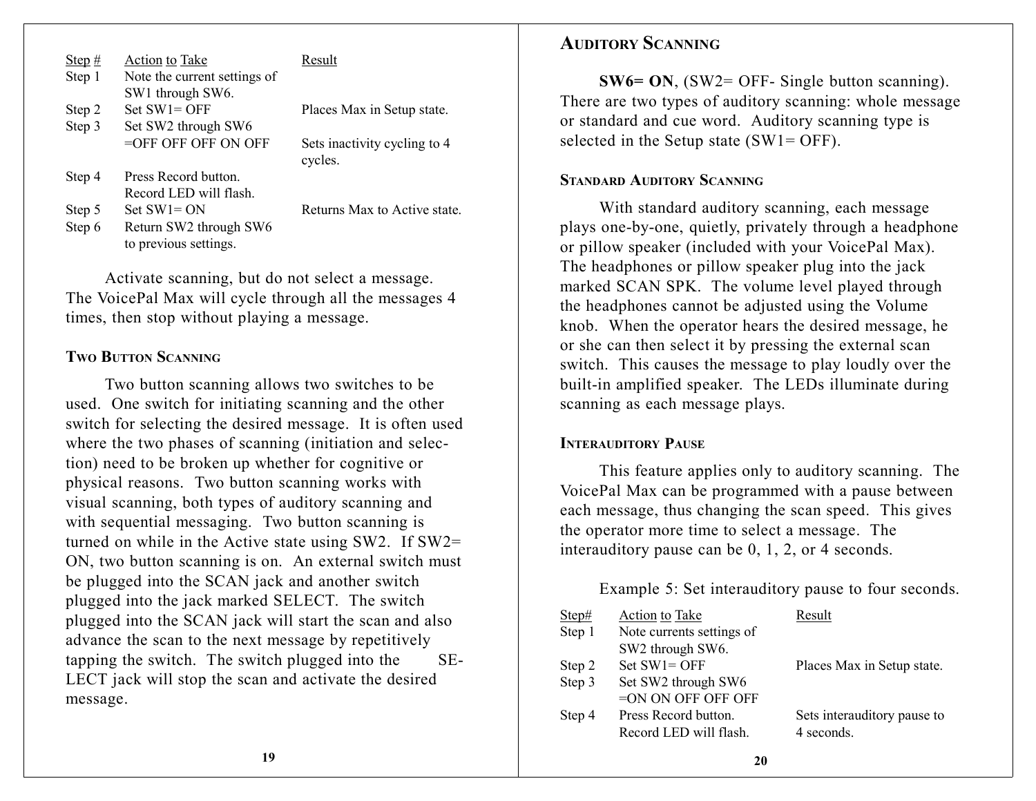| Step # | Action to Take | Result |
|---|---|---|
| Step 1 | Note the current settings of SW1 through SW6. | |
| Step 2 | Set SW1= OFF | Places Max in Setup state. |
| Step 3 | Set SW2 through SW6 =OFF OFF OFF ON OFF | Sets inactivity cycling to 4 cycles. |
| Step 4 | Press Record button. Record LED will flash. | |
| Step 5 | Set SW1= ON | Returns Max to Active state. |
| Step 6 | Return SW2 through SW6 to previous settings. | |

Activate scanning, but do not select a message. The VoicePal Max will cycle through all the messages 4 times, then stop without playing a message.

### Two Button Scanning

Two button scanning allows two switches to be used. One switch for initiating scanning and the other switch for selecting the desired message. It is often used where the two phases of scanning (initiation and selection) need to be broken up whether for cognitive or physical reasons. Two button scanning works with visual scanning, both types of auditory scanning and with sequential messaging. Two button scanning is turned on while in the Active state using SW2. If SW2= ON, two button scanning is on. An external switch must be plugged into the SCAN jack and another switch plugged into the jack marked SELECT. The switch plugged into the SCAN jack will start the scan and also advance the scan to the next message by repetitively tapping the switch. The switch plugged into the SELECT jack will stop the scan and activate the desired message.

## Auditory Scanning

**SW6= ON**, (SW2= OFF- Single button scanning). There are two types of auditory scanning: whole message or standard and cue word. Auditory scanning type is selected in the Setup state (SW1= OFF).

### Standard Auditory Scanning

With standard auditory scanning, each message plays one-by-one, quietly, privately through a headphone or pillow speaker (included with your VoicePal Max). The headphones or pillow speaker plug into the jack marked SCAN SPK. The volume level played through the headphones cannot be adjusted using the Volume knob. When the operator hears the desired message, he or she can then select it by pressing the external scan switch. This causes the message to play loudly over the built-in amplified speaker. The LEDs illuminate during scanning as each message plays.

### Interauditory Pause

This feature applies only to auditory scanning. The VoicePal Max can be programmed with a pause between each message, thus changing the scan speed. This gives the operator more time to select a message. The interauditory pause can be 0, 1, 2, or 4 seconds.

Example 5: Set interauditory pause to four seconds.

| Step# | Action to Take | Result |
|---|---|---|
| Step 1 | Note currents settings of SW2 through SW6. | |
| Step 2 | Set SW1= OFF | Places Max in Setup state. |
| Step 3 | Set SW2 through SW6 =ON ON OFF OFF OFF | |
| Step 4 | Press Record button. Record LED will flash. | Sets interauditory pause to 4 seconds. |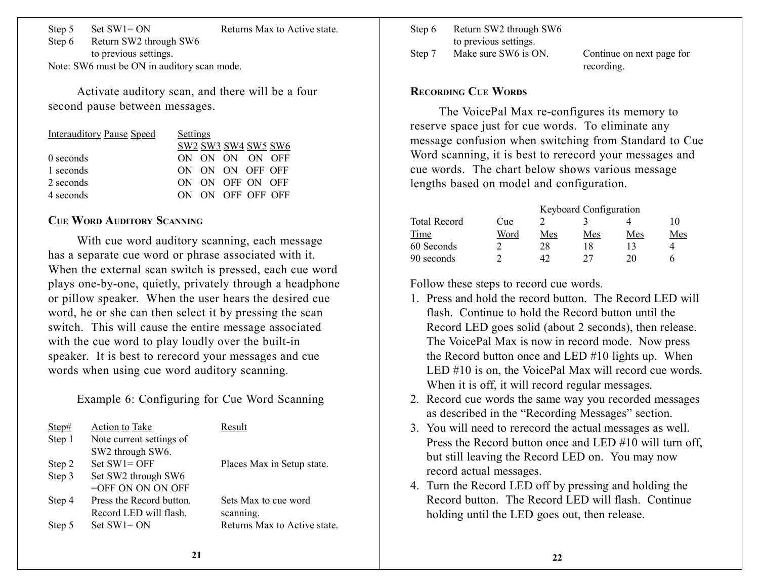| | | |
|---|---|---|
| Step 5 | Set SW1= ON | Returns Max to Active state. |
| Step 6 | Return SW2 through SW6 to previous settings. | |

Note: SW6 must be ON in auditory scan mode.

Activate auditory scan, and there will be a four second pause between messages.

| Interauditory Pause Speed | SW2 | SW3 | SW4 | SW5 | SW6 |
|---|---|---|---|---|---|
| 0 seconds | ON | ON | ON | ON | OFF |
| 1 seconds | ON | ON | ON | OFF | OFF |
| 2 seconds | ON | ON | OFF | ON | OFF |
| 4 seconds | ON | ON | OFF | OFF | OFF |

## Cue Word Auditory Scanning

With cue word auditory scanning, each message has a separate cue word or phrase associated with it. When the external scan switch is pressed, each cue word plays one-by-one, quietly, privately through a headphone or pillow speaker. When the user hears the desired cue word, he or she can then select it by pressing the scan switch. This will cause the entire message associated with the cue word to play loudly over the built-in speaker. It is best to rerecord your messages and cue words when using cue word auditory scanning.

Example 6: Configuring for Cue Word Scanning

| Step# | Action to Take | Result |
|---|---|---|
| Step 1 | Note current settings of SW2 through SW6. | |
| Step 2 | Set SW1= OFF | Places Max in Setup state. |
| Step 3 | Set SW2 through SW6 =OFF ON ON ON OFF | |
| Step 4 | Press the Record button. Record LED will flash. | Sets Max to cue word scanning. |
| Step 5 | Set SW1= ON | Returns Max to Active state. |
| Step 6 | Return SW2 through SW6 to previous settings. | |
| Step 7 | Make sure SW6 is ON. | Continue on next page for recording. |

## Recording Cue Words

The VoicePal Max re-configures its memory to reserve space just for cue words. To eliminate any message confusion when switching from Standard to Cue Word scanning, it is best to rerecord your messages and cue words. The chart below shows various message lengths based on model and configuration.

| | | Keyboard Configuration | | | |
|---|---|---|---|---|---|
| Total Record Time | Cue Word | 2 Mes | 3 Mes | 4 Mes | 10 Mes |
| 60 Seconds | 2 | 28 | 18 | 13 | 4 |
| 90 seconds | 2 | 42 | 27 | 20 | 6 |

Follow these steps to record cue words.

1. Press and hold the record button. The Record LED will flash. Continue to hold the Record button until the Record LED goes solid (about 2 seconds), then release. The VoicePal Max is now in record mode. Now press the Record button once and LED #10 lights up. When LED #10 is on, the VoicePal Max will record cue words. When it is off, it will record regular messages.
2. Record cue words the same way you recorded messages as described in the “Recording Messages” section.
3. You will need to rerecord the actual messages as well. Press the Record button once and LED #10 will turn off, but still leaving the Record LED on. You may now record actual messages.
4. Turn the Record LED off by pressing and holding the Record button. The Record LED will flash. Continue holding until the LED goes out, then release.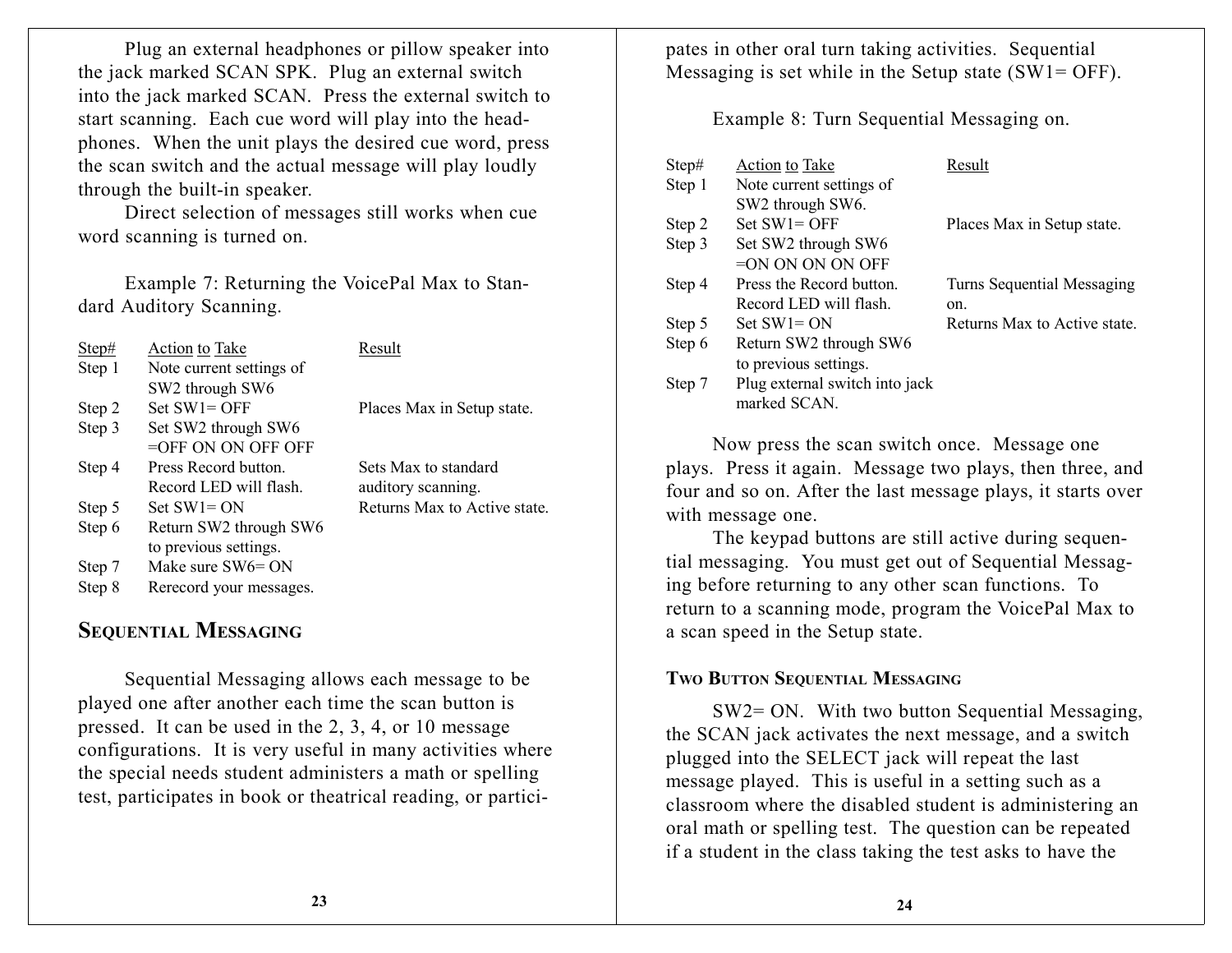Plug an external headphones or pillow speaker into the jack marked SCAN SPK. Plug an external switch into the jack marked SCAN. Press the external switch to start scanning. Each cue word will play into the headphones. When the unit plays the desired cue word, press the scan switch and the actual message will play loudly through the built-in speaker.

Direct selection of messages still works when cue word scanning is turned on.

Example 7: Returning the VoicePal Max to Standard Auditory Scanning.

| Step# | Action to Take | Result |
|---|---|---|
| Step 1 | Note current settings of SW2 through SW6 | |
| Step 2 | Set SW1= OFF | Places Max in Setup state. |
| Step 3 | Set SW2 through SW6 =OFF ON ON OFF OFF | |
| Step 4 | Press Record button. Record LED will flash. | Sets Max to standard auditory scanning. |
| Step 5 | Set SW1= ON | Returns Max to Active state. |
| Step 6 | Return SW2 through SW6 to previous settings. | |
| Step 7 | Make sure SW6= ON | |
| Step 8 | Rerecord your messages. | |

## Sequential Messaging

Sequential Messaging allows each message to be played one after another each time the scan button is pressed. It can be used in the 2, 3, 4, or 10 message configurations. It is very useful in many activities where the special needs student administers a math or spelling test, participates in book or theatrical reading, or participates in other oral turn taking activities. Sequential Messaging is set while in the Setup state (SW1= OFF).

Example 8: Turn Sequential Messaging on.

| Step# | Action to Take | Result |
|---|---|---|
| Step 1 | Note current settings of SW2 through SW6. | |
| Step 2 | Set SW1= OFF | Places Max in Setup state. |
| Step 3 | Set SW2 through SW6 =ON ON ON ON OFF | |
| Step 4 | Press the Record button. Record LED will flash. | Turns Sequential Messaging on. |
| Step 5 | Set SW1= ON | Returns Max to Active state. |
| Step 6 | Return SW2 through SW6 to previous settings. | |
| Step 7 | Plug external switch into jack marked SCAN. | |

Now press the scan switch once. Message one plays. Press it again. Message two plays, then three, and four and so on. After the last message plays, it starts over with message one.

The keypad buttons are still active during sequential messaging. You must get out of Sequential Messaging before returning to any other scan functions. To return to a scanning mode, program the VoicePal Max to a scan speed in the Setup state.

### Two Button Sequential Messaging

SW2= ON. With two button Sequential Messaging, the SCAN jack activates the next message, and a switch plugged into the SELECT jack will repeat the last message played. This is useful in a setting such as a classroom where the disabled student is administering an oral math or spelling test. The question can be repeated if a student in the class taking the test asks to have the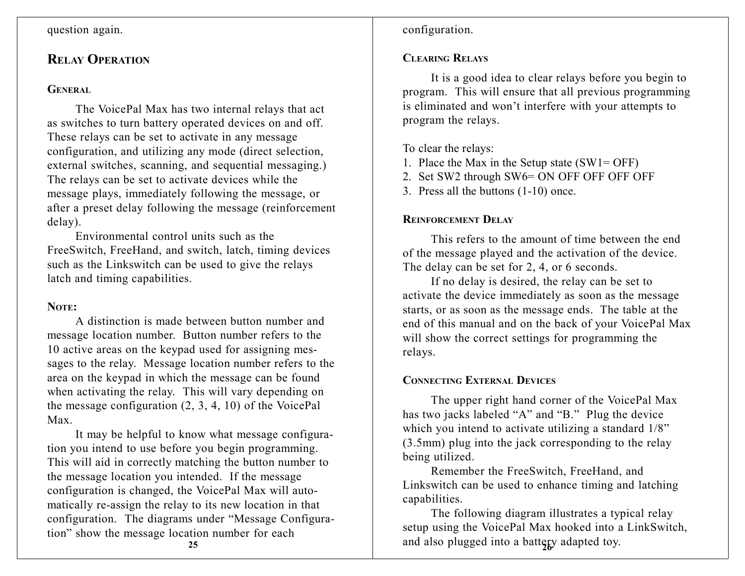question again.

## Relay Operation

### General

The VoicePal Max has two internal relays that act as switches to turn battery operated devices on and off. These relays can be set to activate in any message configuration, and utilizing any mode (direct selection, external switches, scanning, and sequential messaging.) The relays can be set to activate devices while the message plays, immediately following the message, or after a preset delay following the message (reinforcement delay).

Environmental control units such as the FreeSwitch, FreeHand, and switch, latch, timing devices such as the Linkswitch can be used to give the relays latch and timing capabilities.

### Note:

A distinction is made between button number and message location number. Button number refers to the 10 active areas on the keypad used for assigning messages to the relay. Message location number refers to the area on the keypad in which the message can be found when activating the relay. This will vary depending on the message configuration (2, 3, 4, 10) of the VoicePal Max.

It may be helpful to know what message configuration you intend to use before you begin programming. This will aid in correctly matching the button number to the message location you intended. If the message configuration is changed, the VoicePal Max will automatically re-assign the relay to its new location in that configuration. The diagrams under "Message Configuration" show the message location number for each configuration.

### Clearing Relays

It is a good idea to clear relays before you begin to program. This will ensure that all previous programming is eliminated and won't interfere with your attempts to program the relays.

To clear the relays:

1. Place the Max in the Setup state (SW1= OFF)
2. Set SW2 through SW6= ON OFF OFF OFF OFF
3. Press all the buttons (1-10) once.

### Reinforcement Delay

This refers to the amount of time between the end of the message played and the activation of the device. The delay can be set for 2, 4, or 6 seconds.

If no delay is desired, the relay can be set to activate the device immediately as soon as the message starts, or as soon as the message ends. The table at the end of this manual and on the back of your VoicePal Max will show the correct settings for programming the relays.

### Connecting External Devices

The upper right hand corner of the VoicePal Max has two jacks labeled "A" and "B." Plug the device which you intend to activate utilizing a standard 1/8" (3.5mm) plug into the jack corresponding to the relay being utilized.

Remember the FreeSwitch, FreeHand, and Linkswitch can be used to enhance timing and latching capabilities.

The following diagram illustrates a typical relay setup using the VoicePal Max hooked into a LinkSwitch, and also plugged into a battery adapted toy.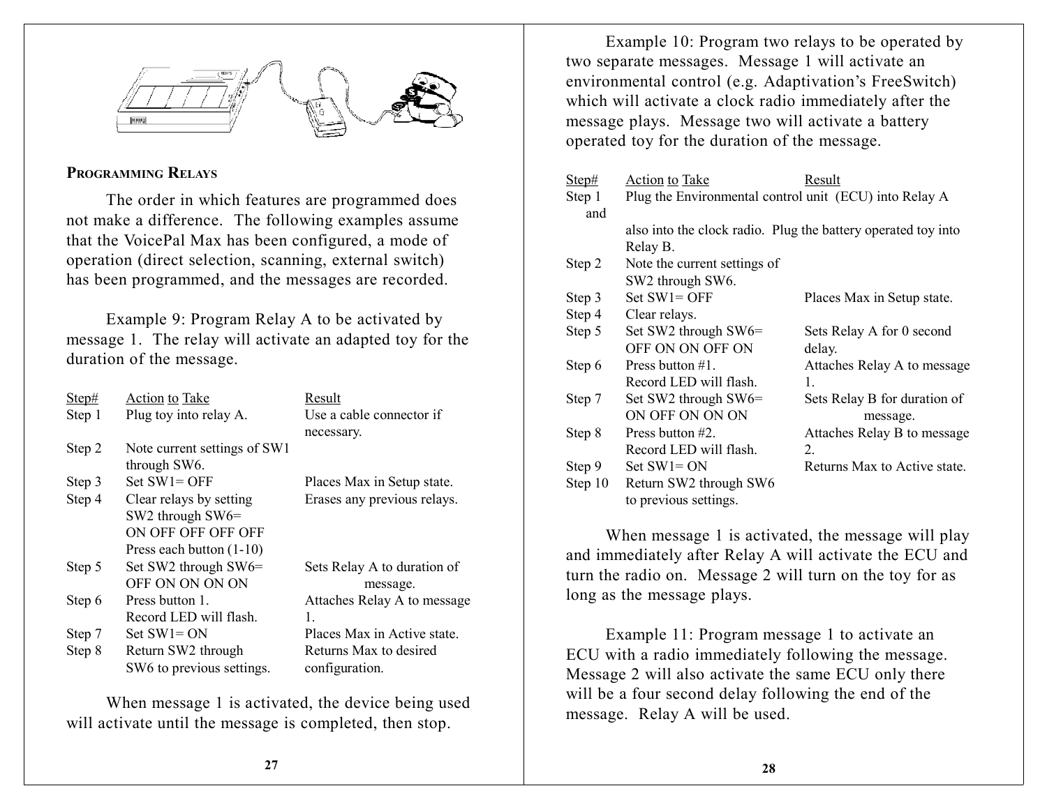## Programming Relays

The order in which features are programmed does not make a difference. The following examples assume that the VoicePal Max has been configured, a mode of operation (direct selection, scanning, external switch) has been programmed, and the messages are recorded.

Example 9: Program Relay A to be activated by message 1. The relay will activate an adapted toy for the duration of the message.

| Step# | Action to Take | Result |
|---|---|---|
| Step 1 | Plug toy into relay A. | Use a cable connector if necessary. |
| Step 2 | Note current settings of SW1 through SW6. | |
| Step 3 | Set SW1= OFF | Places Max in Setup state. |
| Step 4 | Clear relays by setting SW2 through SW6= ON OFF OFF OFF OFF Press each button (1-10) | Erases any previous relays. |
| Step 5 | Set SW2 through SW6= OFF ON ON ON ON | Sets Relay A to duration of message. |
| Step 6 | Press button 1. Record LED will flash. | Attaches Relay A to message 1. |
| Step 7 | Set SW1= ON | Places Max in Active state. |
| Step 8 | Return SW2 through SW6 to previous settings. | Returns Max to desired configuration. |

When message 1 is activated, the device being used will activate until the message is completed, then stop.

Example 10: Program two relays to be operated by two separate messages. Message 1 will activate an environmental control (e.g. Adaptivation's FreeSwitch) which will activate a clock radio immediately after the message plays. Message two will activate a battery operated toy for the duration of the message.

| Step# | Action to Take | Result |
|---|---|---|
| Step 1 and | Plug the Environmental control unit (ECU) into Relay A also into the clock radio. Plug the battery operated toy into Relay B. | |
| Step 2 | Note the current settings of SW2 through SW6. | |
| Step 3 | Set SW1= OFF | Places Max in Setup state. |
| Step 4 | Clear relays. | |
| Step 5 | Set SW2 through SW6= OFF ON ON OFF ON | Sets Relay A for 0 second delay. |
| Step 6 | Press button #1. Record LED will flash. | Attaches Relay A to message 1. |
| Step 7 | Set SW2 through SW6= ON OFF ON ON ON | Sets Relay B for duration of message. |
| Step 8 | Press button #2. Record LED will flash. | Attaches Relay B to message 2. |
| Step 9 | Set SW1= ON | Returns Max to Active state. |
| Step 10 | Return SW2 through SW6 to previous settings. | |

When message 1 is activated, the message will play and immediately after Relay A will activate the ECU and turn the radio on. Message 2 will turn on the toy for as long as the message plays.

Example 11: Program message 1 to activate an ECU with a radio immediately following the message. Message 2 will also activate the same ECU only there will be a four second delay following the end of the message. Relay A will be used.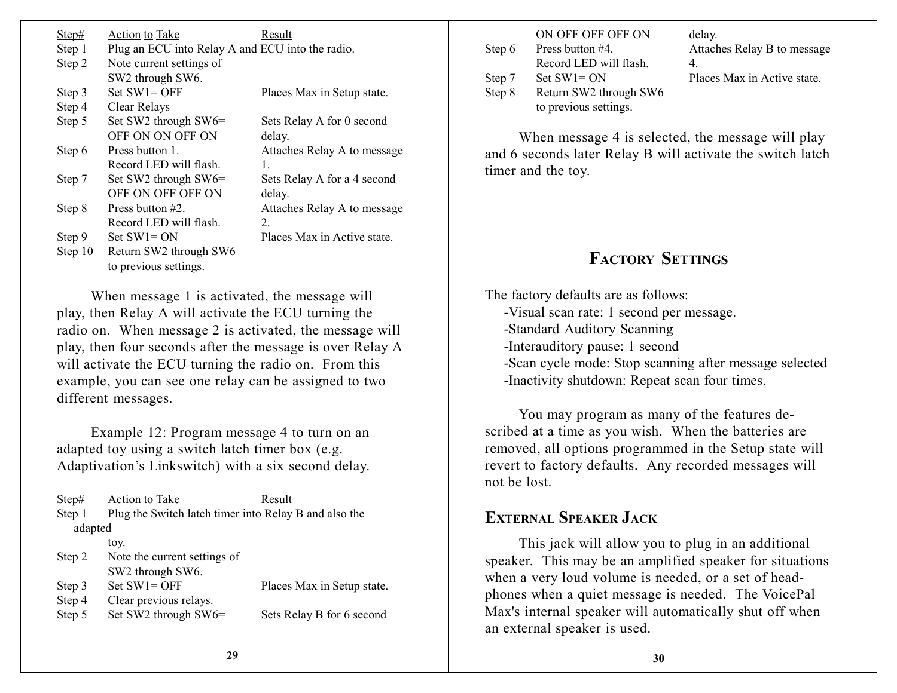| Step# | Action to Take | Result |
|---|---|---|
| Step 1 | Plug an ECU into Relay A and ECU into the radio. | |
| Step 2 | Note current settings of SW2 through SW6. | |
| Step 3 | Set SW1= OFF | Places Max in Setup state. |
| Step 4 | Clear Relays | |
| Step 5 | Set SW2 through SW6= OFF ON ON OFF ON | Sets Relay A for 0 second delay. |
| Step 6 | Press button 1. Record LED will flash. | Attaches Relay A to message 1. |
| Step 7 | Set SW2 through SW6= OFF ON OFF OFF ON | Sets Relay A for a 4 second delay. |
| Step 8 | Press button #2. Record LED will flash. | Attaches Relay A to message 2. |
| Step 9 | Set SW1= ON | Places Max in Active state. |
| Step 10 | Return SW2 through SW6 to previous settings. | |

When message 1 is activated, the message will play, then Relay A will activate the ECU turning the radio on. When message 2 is activated, the message will play, then four seconds after the message is over Relay A will activate the ECU turning the radio on. From this example, you can see one relay can be assigned to two different messages.

Example 12: Program message 4 to turn on an adapted toy using a switch latch timer box (e.g. Adaptivation's Linkswitch) with a six second delay.

| Step# | Action to Take | Result |
|---|---|---|
| Step 1 | Plug the Switch latch timer into Relay B and also the adapted toy. | |
| Step 2 | Note the current settings of SW2 through SW6. | |
| Step 3 | Set SW1= OFF | Places Max in Setup state. |
| Step 4 | Clear previous relays. | |
| Step 5 | Set SW2 through SW6= ON OFF OFF OFF ON | Sets Relay B for 6 second delay. |
| Step 6 | Press button #4. Record LED will flash. | Attaches Relay B to message 4. |
| Step 7 | Set SW1= ON | Places Max in Active state. |
| Step 8 | Return SW2 through SW6 to previous settings. | |

When message 4 is selected, the message will play and 6 seconds later Relay B will activate the switch latch timer and the toy.

## Factory Settings

The factory defaults are as follows:

- Visual scan rate: 1 second per message.
- Standard Auditory Scanning
- Interauditory pause: 1 second
- Scan cycle mode: Stop scanning after message selected
- Inactivity shutdown: Repeat scan four times.

You may program as many of the features described at a time as you wish. When the batteries are removed, all options programmed in the Setup state will revert to factory defaults. Any recorded messages will not be lost.

### External Speaker Jack

This jack will allow you to plug in an additional speaker. This may be an amplified speaker for situations when a very loud volume is needed, or a set of headphones when a quiet message is needed. The VoicePal Max's internal speaker will automatically shut off when an external speaker is used.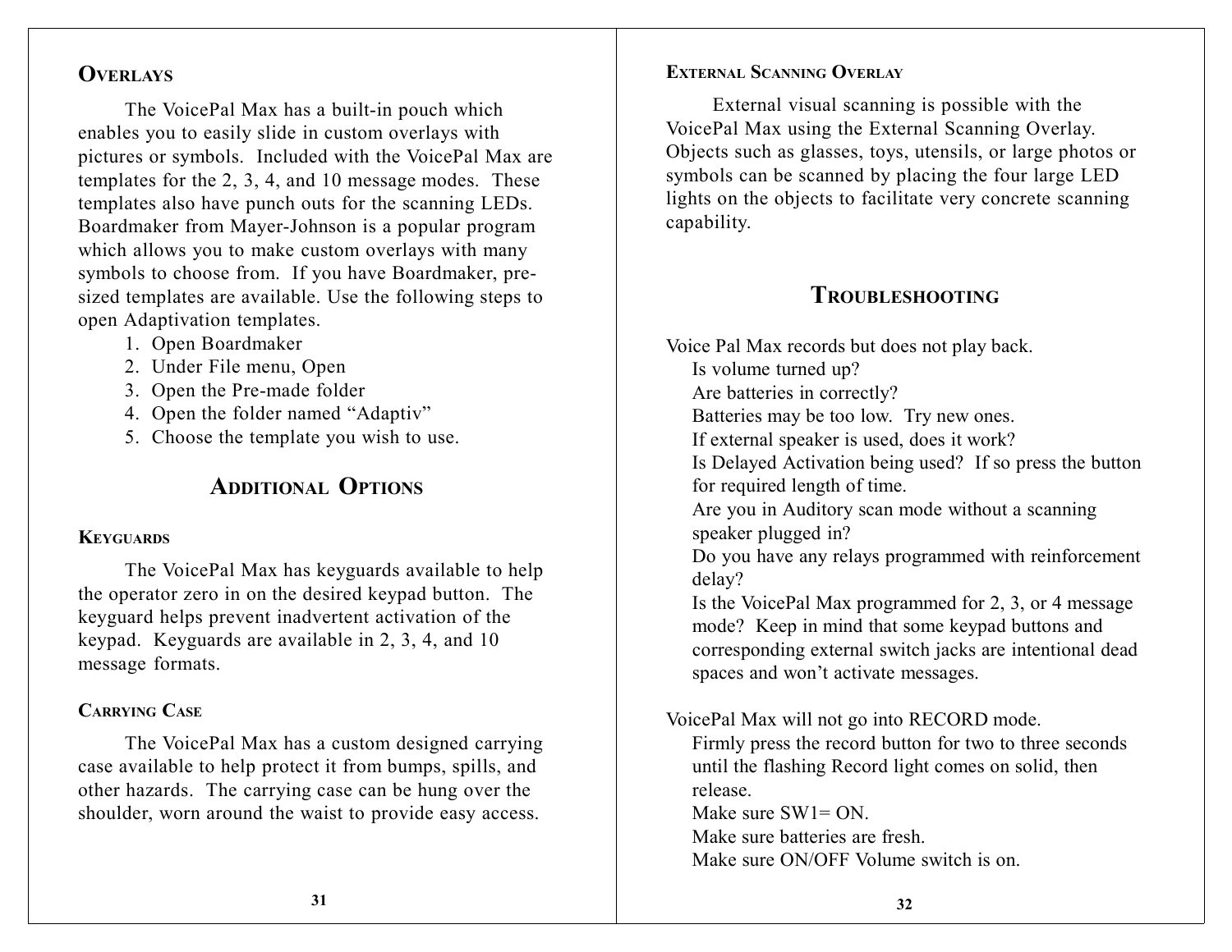## Overlays

The VoicePal Max has a built-in pouch which enables you to easily slide in custom overlays with pictures or symbols. Included with the VoicePal Max are templates for the 2, 3, 4, and 10 message modes. These templates also have punch outs for the scanning LEDs. Boardmaker from Mayer-Johnson is a popular program which allows you to make custom overlays with many symbols to choose from. If you have Boardmaker, pre-sized templates are available. Use the following steps to open Adaptivation templates.

1. Open Boardmaker
2. Under File menu, Open
3. Open the Pre-made folder
4. Open the folder named “Adaptiv”
5. Choose the template you wish to use.

# Additional Options

### Keyguards

The VoicePal Max has keyguards available to help the operator zero in on the desired keypad button. The keyguard helps prevent inadvertent activation of the keypad. Keyguards are available in 2, 3, 4, and 10 message formats.

### Carrying Case

The VoicePal Max has a custom designed carrying case available to help protect it from bumps, spills, and other hazards. The carrying case can be hung over the shoulder, worn around the waist to provide easy access.

### External Scanning Overlay

External visual scanning is possible with the VoicePal Max using the External Scanning Overlay. Objects such as glasses, toys, utensils, or large photos or symbols can be scanned by placing the four large LED lights on the objects to facilitate very concrete scanning capability.

# Troubleshooting

Voice Pal Max records but does not play back.

- Is volume turned up?
- Are batteries in correctly?
- Batteries may be too low. Try new ones.
- If external speaker is used, does it work?
- Is Delayed Activation being used? If so press the button for required length of time.
- Are you in Auditory scan mode without a scanning speaker plugged in?
- Do you have any relays programmed with reinforcement delay?
- Is the VoicePal Max programmed for 2, 3, or 4 message mode? Keep in mind that some keypad buttons and corresponding external switch jacks are intentional dead spaces and won’t activate messages.

VoicePal Max will not go into RECORD mode.

- Firmly press the record button for two to three seconds until the flashing Record light comes on solid, then release.
- Make sure SW1= ON.
- Make sure batteries are fresh.
- Make sure ON/OFF Volume switch is on.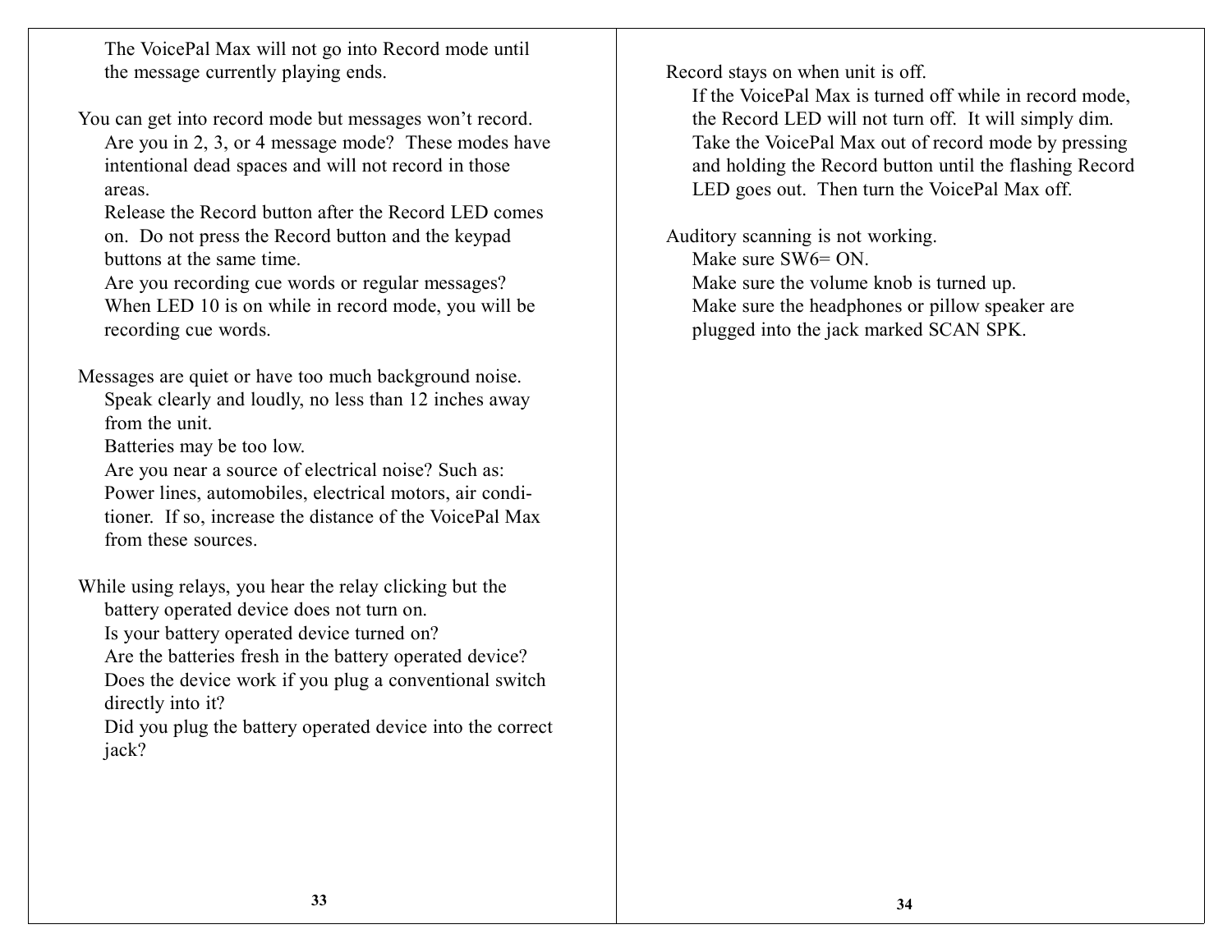The VoicePal Max will not go into Record mode until the message currently playing ends.

You can get into record mode but messages won't record.
Are you in 2, 3, or 4 message mode? These modes have intentional dead spaces and will not record in those areas.
Release the Record button after the Record LED comes on. Do not press the Record button and the keypad buttons at the same time.
Are you recording cue words or regular messages? When LED 10 is on while in record mode, you will be recording cue words.

Messages are quiet or have too much background noise.
Speak clearly and loudly, no less than 12 inches away from the unit.
Batteries may be too low.
Are you near a source of electrical noise? Such as: Power lines, automobiles, electrical motors, air conditioner. If so, increase the distance of the VoicePal Max from these sources.

While using relays, you hear the relay clicking but the battery operated device does not turn on.
Is your battery operated device turned on?
Are the batteries fresh in the battery operated device?
Does the device work if you plug a conventional switch directly into it?
Did you plug the battery operated device into the correct jack?

Record stays on when unit is off.
If the VoicePal Max is turned off while in record mode, the Record LED will not turn off. It will simply dim. Take the VoicePal Max out of record mode by pressing and holding the Record button until the flashing Record LED goes out. Then turn the VoicePal Max off.

Auditory scanning is not working.
Make sure SW6= ON.
Make sure the volume knob is turned up.
Make sure the headphones or pillow speaker are plugged into the jack marked SCAN SPK.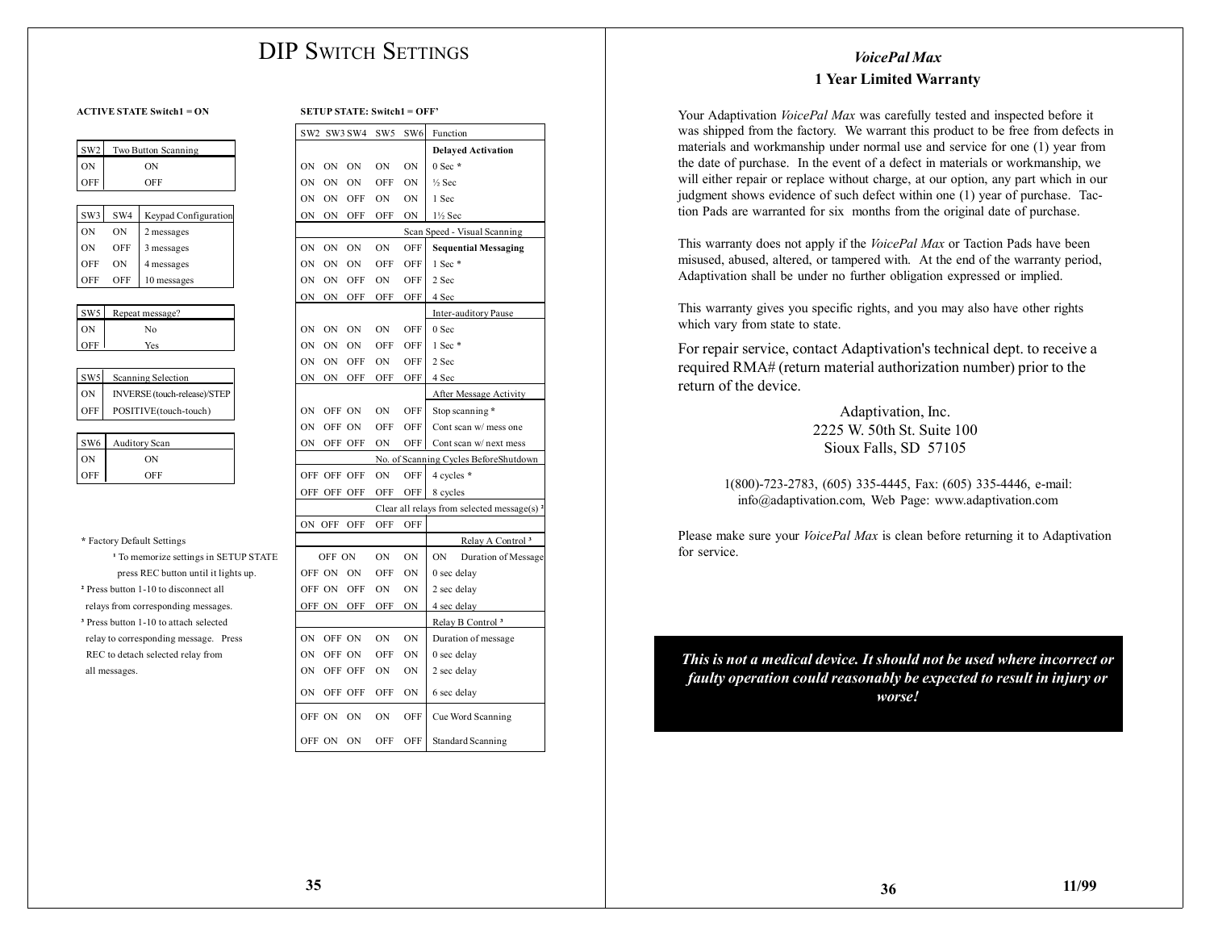# DIP Switch Settings

**ACTIVE STATE Switch1 = ON**

| SW2 | Two Button Scanning |
|---|---|
| ON | ON |
| OFF | OFF |

| SW3 | SW4 | Keypad Configuration |
|---|---|---|
| ON | ON | 2 messages |
| ON | OFF | 3 messages |
| OFF | ON | 4 messages |
| OFF | OFF | 10 messages |

| SW5 | Repeat message? |
|---|---|
| ON | No |
| OFF | Yes |

| SW5 | Scanning Selection |
|---|---|
| ON | INVERSE (touch-release)/STEP |
| OFF | POSITIVE(touch-touch) |

| SW6 | Auditory Scan |
|---|---|
| ON | ON |
| OFF | OFF |

**SETUP STATE: Switch1 = OFF'**

| SW2 | SW3 | SW4 | SW5 | SW6 | Function |
|---|---|---|---|---|---|
| | | | | | **Delayed Activation** |
| ON | ON | ON | ON | ON | 0 Sec * |
| ON | ON | ON | OFF | ON | ½ Sec |
| ON | ON | OFF | ON | ON | 1 Sec |
| ON | ON | OFF | OFF | ON | 1½ Sec |
| | | | | | Scan Speed - Visual Scanning |
| ON | ON | ON | ON | OFF | **Sequential Messaging** |
| ON | ON | ON | OFF | OFF | 1 Sec * |
| ON | ON | OFF | ON | OFF | 2 Sec |
| ON | ON | OFF | OFF | OFF | 4 Sec |
| | | | | | Inter-auditory Pause |
| ON | ON | ON | ON | OFF | 0 Sec |
| ON | ON | ON | OFF | OFF | 1 Sec * |
| ON | ON | OFF | ON | OFF | 2 Sec |
| ON | ON | OFF | OFF | OFF | 4 Sec |
| | | | | | After Message Activity |
| ON | OFF | ON | ON | OFF | Stop scanning * |
| ON | OFF | ON | OFF | OFF | Cont scan w/ mess one |
| ON | OFF | OFF | ON | OFF | Cont scan w/ next mess |
| | | | | | No. of Scanning Cycles BeforeShutdown |
| OFF | OFF | OFF | ON | OFF | 4 cycles * |
| OFF | OFF | OFF | OFF | OFF | 8 cycles |
| | | | | | Clear all relays from selected message(s) [2] |
| ON | OFF | OFF | OFF | OFF | |
| | | | | | Relay A Control [3] |
| OFF | ON | | ON | ON | ON Duration of Message |
| OFF | ON | ON | OFF | ON | 0 sec delay |
| OFF | ON | OFF | ON | ON | 2 sec delay |
| OFF | ON | OFF | OFF | ON | 4 sec delay |
| | | | | | Relay B Control [3] |
| ON | OFF | ON | ON | ON | Duration of message |
| ON | OFF | ON | OFF | ON | 0 sec delay |
| ON | OFF | OFF | ON | ON | 2 sec delay |
| ON | OFF | OFF | OFF | ON | 6 sec delay |
| OFF | ON | ON | ON | OFF | Cue Word Scanning |
| OFF | ON | ON | OFF | OFF | Standard Scanning |

\* Factory Default Settings

[1] To memorize settings in SETUP STATE press REC button until it lights up.

[2] Press button 1-10 to disconnect all relays from corresponding messages.

[3] Press button 1-10 to attach selected relay to corresponding message. Press REC to detach selected relay from all messages.

## *VoicePal Max*
## 1 Year Limited Warranty

Your Adaptivation *VoicePal Max* was carefully tested and inspected before it was shipped from the factory. We warrant this product to be free from defects in materials and workmanship under normal use and service for one (1) year from the date of purchase. In the event of a defect in materials or workmanship, we will either repair or replace without charge, at our option, any part which in our judgment shows evidence of such defect within one (1) year of purchase. Taction Pads are warranted for six months from the original date of purchase.

This warranty does not apply if the *VoicePal Max* or Taction Pads have been misused, abused, altered, or tampered with. At the end of the warranty period, Adaptivation shall be under no further obligation expressed or implied.

This warranty gives you specific rights, and you may also have other rights which vary from state to state.

For repair service, contact Adaptivation's technical dept. to receive a required RMA# (return material authorization number) prior to the return of the device.

Adaptivation, Inc.
2225 W. 50th St. Suite 100
Sioux Falls, SD 57105

1(800)-723-2783, (605) 335-4445, Fax: (605) 335-4446, e-mail: info@adaptivation.com, Web Page: www.adaptivation.com

Please make sure your *VoicePal Max* is clean before returning it to Adaptivation for service.

***This is not a medical device. It should not be used where incorrect or faulty operation could reasonably be expected to result in injury or worse!***

11/99